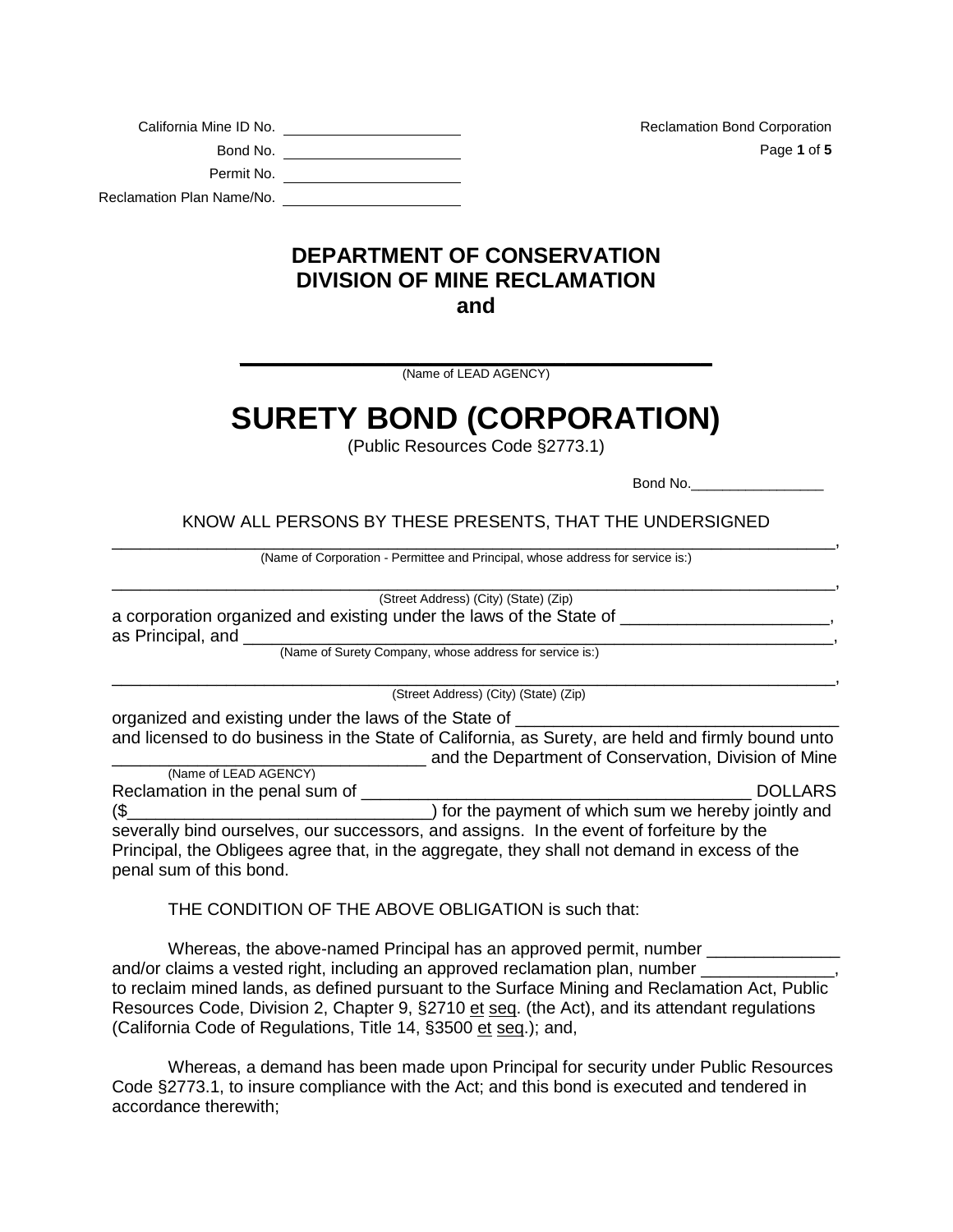California Mine ID No. ______________________

Bond No. ______________________

Permit No. ______________________

Reclamation Plan Name/No. ______________________

Reclamation Bond Corporation

# DEPARTMENT OF CONSERVATION
# DIVISION OF MINE RECLAMATION
# and

________________________________________
(Name of LEAD AGENCY)

# SURETY BOND (CORPORATION)

(Public Resources Code §2773.1)

Bond No.________________

KNOW ALL PERSONS BY THESE PRESENTS, THAT THE UNDERSIGNED

____________________________________________________________________________,
(Name of Corporation - Permittee and Principal, whose address for service is:)

____________________________________________________________________________,
(Street Address) (City) (State) (Zip)

a corporation organized and existing under the laws of the State of _____________________, as Principal, and ______________________________________________________________,
(Name of Surety Company, whose address for service is:)

____________________________________________________________________________,
(Street Address) (City) (State) (Zip)

organized and existing under the laws of the State of ________________________________ and licensed to do business in the State of California, as Surety, are held and firmly bound unto ________________________________ and the Department of Conservation, Division of Mine
(Name of LEAD AGENCY)
Reclamation in the penal sum of ___________________________________________ DOLLARS ($_______________________________) for the payment of which sum we hereby jointly and severally bind ourselves, our successors, and assigns. In the event of forfeiture by the Principal, the Obligees agree that, in the aggregate, they shall not demand in excess of the penal sum of this bond.

THE CONDITION OF THE ABOVE OBLIGATION is such that:

Whereas, the above-named Principal has an approved permit, number ______________ and/or claims a vested right, including an approved reclamation plan, number ______________, to reclaim mined lands, as defined pursuant to the Surface Mining and Reclamation Act, Public Resources Code, Division 2, Chapter 9, §2710 et seq. (the Act), and its attendant regulations (California Code of Regulations, Title 14, §3500 et seq.); and,

Whereas, a demand has been made upon Principal for security under Public Resources Code §2773.1, to insure compliance with the Act; and this bond is executed and tendered in accordance therewith;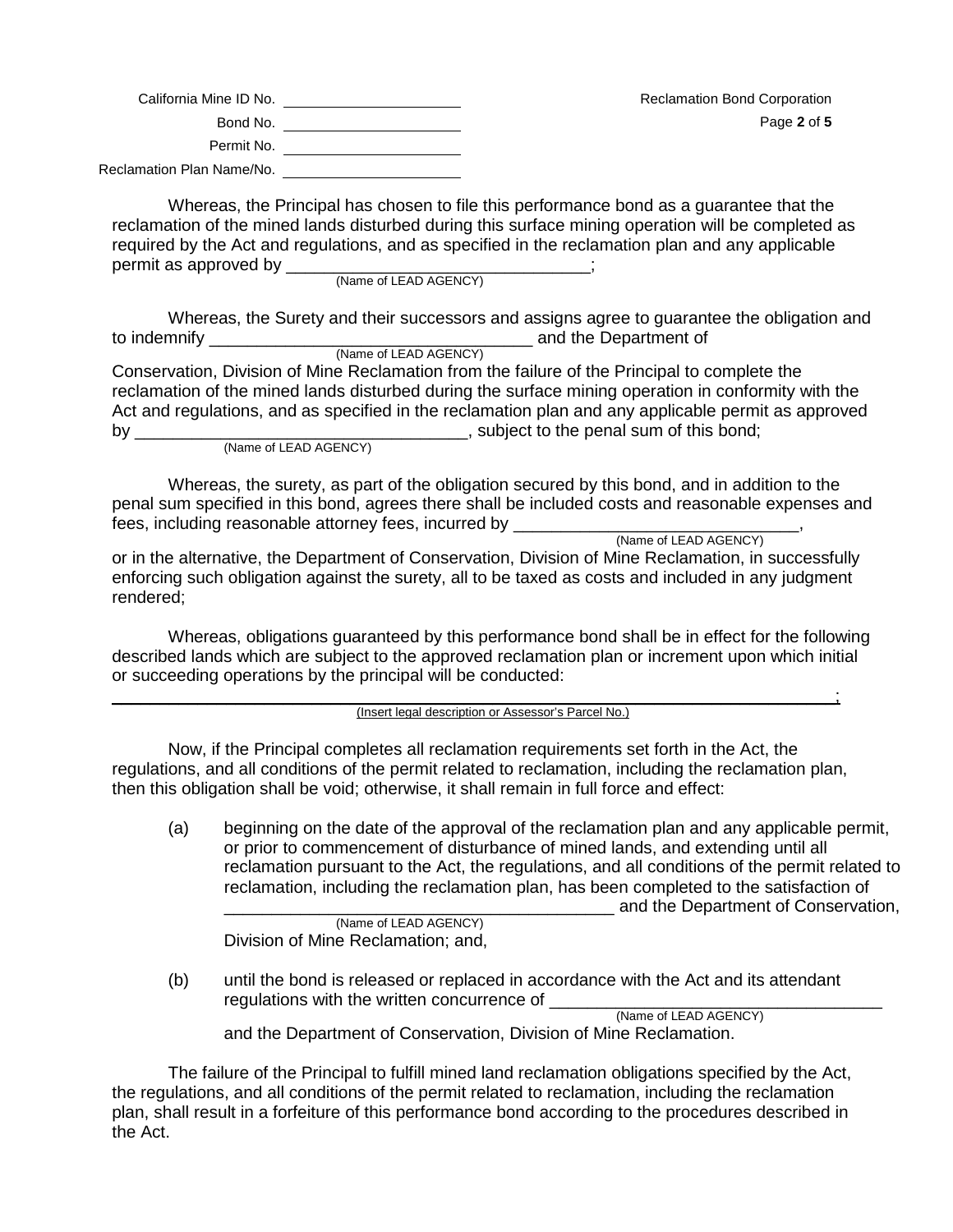California Mine ID No. ____________________

Bond No. ____________________

Permit No. ____________________

Reclamation Plan Name/No. ____________________

Reclamation Bond Corporation

Whereas, the Principal has chosen to file this performance bond as a guarantee that the reclamation of the mined lands disturbed during this surface mining operation will be completed as required by the Act and regulations, and as specified in the reclamation plan and any applicable permit as approved by ________________________________;
(Name of LEAD AGENCY)

Whereas, the Surety and their successors and assigns agree to guarantee the obligation and to indemnify ________________________________ and the Department of Conservation, Division of Mine Reclamation from the failure of the Principal to complete the reclamation of the mined lands disturbed during the surface mining operation in conformity with the Act and regulations, and as specified in the reclamation plan and any applicable permit as approved by ________________________________, subject to the penal sum of this bond;
(Name of LEAD AGENCY)

Whereas, the surety, as part of the obligation secured by this bond, and in addition to the penal sum specified in this bond, agrees there shall be included costs and reasonable expenses and fees, including reasonable attorney fees, incurred by ______________________________, or in the alternative, the Department of Conservation, Division of Mine Reclamation, in successfully enforcing such obligation against the surety, all to be taxed as costs and included in any judgment rendered;
(Name of LEAD AGENCY)

Whereas, obligations guaranteed by this performance bond shall be in effect for the following described lands which are subject to the approved reclamation plan or increment upon which initial or succeeding operations by the principal will be conducted:

__________________________________________________________________________;
(Insert legal description or Assessor's Parcel No.)

Now, if the Principal completes all reclamation requirements set forth in the Act, the regulations, and all conditions of the permit related to reclamation, including the reclamation plan, then this obligation shall be void; otherwise, it shall remain in full force and effect:

(a) beginning on the date of the approval of the reclamation plan and any applicable permit, or prior to commencement of disturbance of mined lands, and extending until all reclamation pursuant to the Act, the regulations, and all conditions of the permit related to reclamation, including the reclamation plan, has been completed to the satisfaction of ________________________________ and the Department of Conservation, Division of Mine Reclamation; and,
(Name of LEAD AGENCY)

(b) until the bond is released or replaced in accordance with the Act and its attendant regulations with the written concurrence of ________________________________ and the Department of Conservation, Division of Mine Reclamation.
(Name of LEAD AGENCY)

The failure of the Principal to fulfill mined land reclamation obligations specified by the Act, the regulations, and all conditions of the permit related to reclamation, including the reclamation plan, shall result in a forfeiture of this performance bond according to the procedures described in the Act.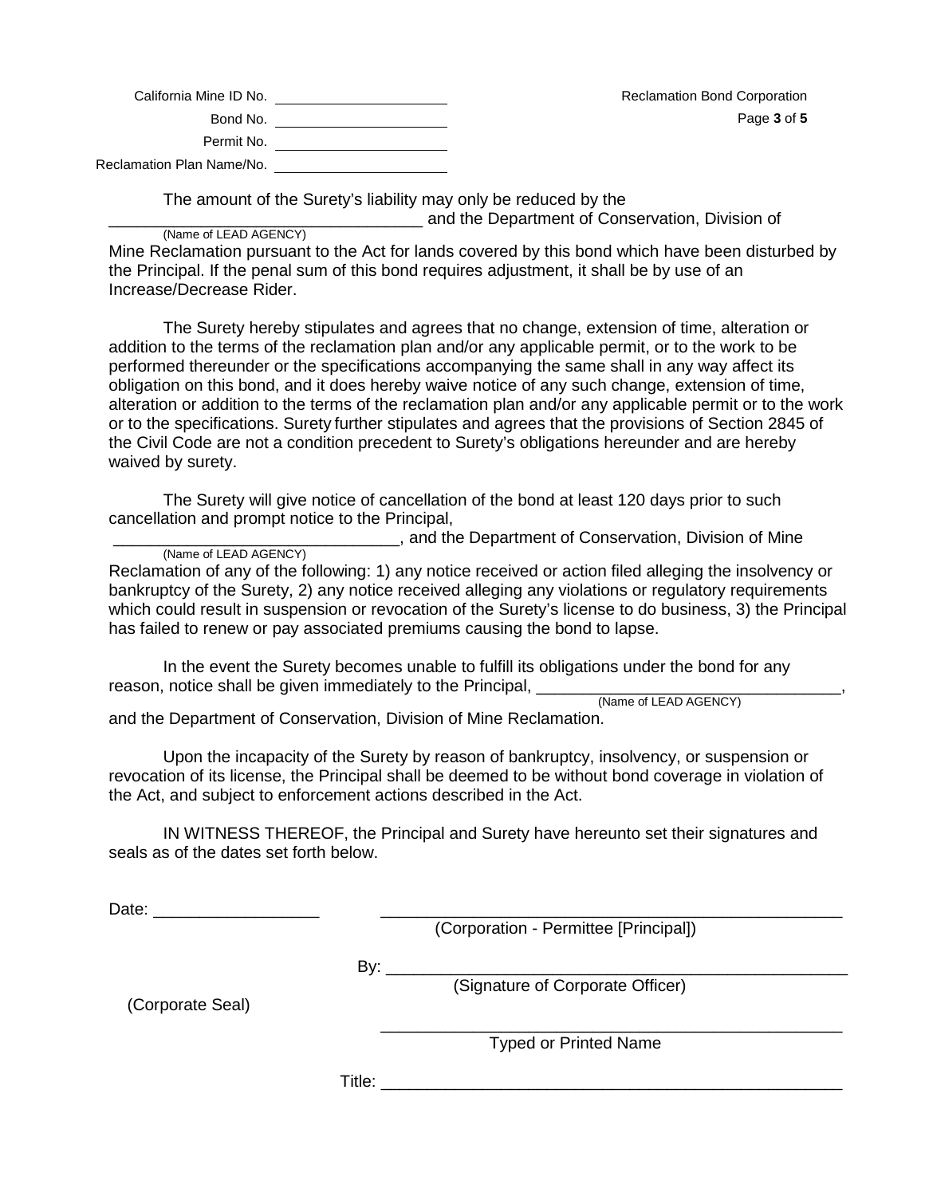California Mine ID No. ____________________

Bond No. ____________________

Permit No. ____________________

Reclamation Plan Name/No. ____________________

Reclamation Bond Corporation

The amount of the Surety's liability may only be reduced by the _________________________________ (Name of LEAD AGENCY) and the Department of Conservation, Division of Mine Reclamation pursuant to the Act for lands covered by this bond which have been disturbed by the Principal. If the penal sum of this bond requires adjustment, it shall be by use of an Increase/Decrease Rider.

The Surety hereby stipulates and agrees that no change, extension of time, alteration or addition to the terms of the reclamation plan and/or any applicable permit, or to the work to be performed thereunder or the specifications accompanying the same shall in any way affect its obligation on this bond, and it does hereby waive notice of any such change, extension of time, alteration or addition to the terms of the reclamation plan and/or any applicable permit or to the work or to the specifications. Surety further stipulates and agrees that the provisions of Section 2845 of the Civil Code are not a condition precedent to Surety's obligations hereunder and are hereby waived by surety.

The Surety will give notice of cancellation of the bond at least 120 days prior to such cancellation and prompt notice to the Principal, _______________________________ (Name of LEAD AGENCY), and the Department of Conservation, Division of Mine Reclamation of any of the following: 1) any notice received or action filed alleging the insolvency or bankruptcy of the Surety, 2) any notice received alleging any violations or regulatory requirements which could result in suspension or revocation of the Surety's license to do business, 3) the Principal has failed to renew or pay associated premiums causing the bond to lapse.

In the event the Surety becomes unable to fulfill its obligations under the bond for any reason, notice shall be given immediately to the Principal, _________________________________ (Name of LEAD AGENCY), and the Department of Conservation, Division of Mine Reclamation.

Upon the incapacity of the Surety by reason of bankruptcy, insolvency, or suspension or revocation of its license, the Principal shall be deemed to be without bond coverage in violation of the Act, and subject to enforcement actions described in the Act.

IN WITNESS THEREOF, the Principal and Surety have hereunto set their signatures and seals as of the dates set forth below.

Date: __________________

__________________________________________________
(Corporation - Permittee [Principal])

By: __________________________________________________
(Signature of Corporate Officer)

(Corporate Seal)

__________________________________________________
Typed or Printed Name

Title: __________________________________________________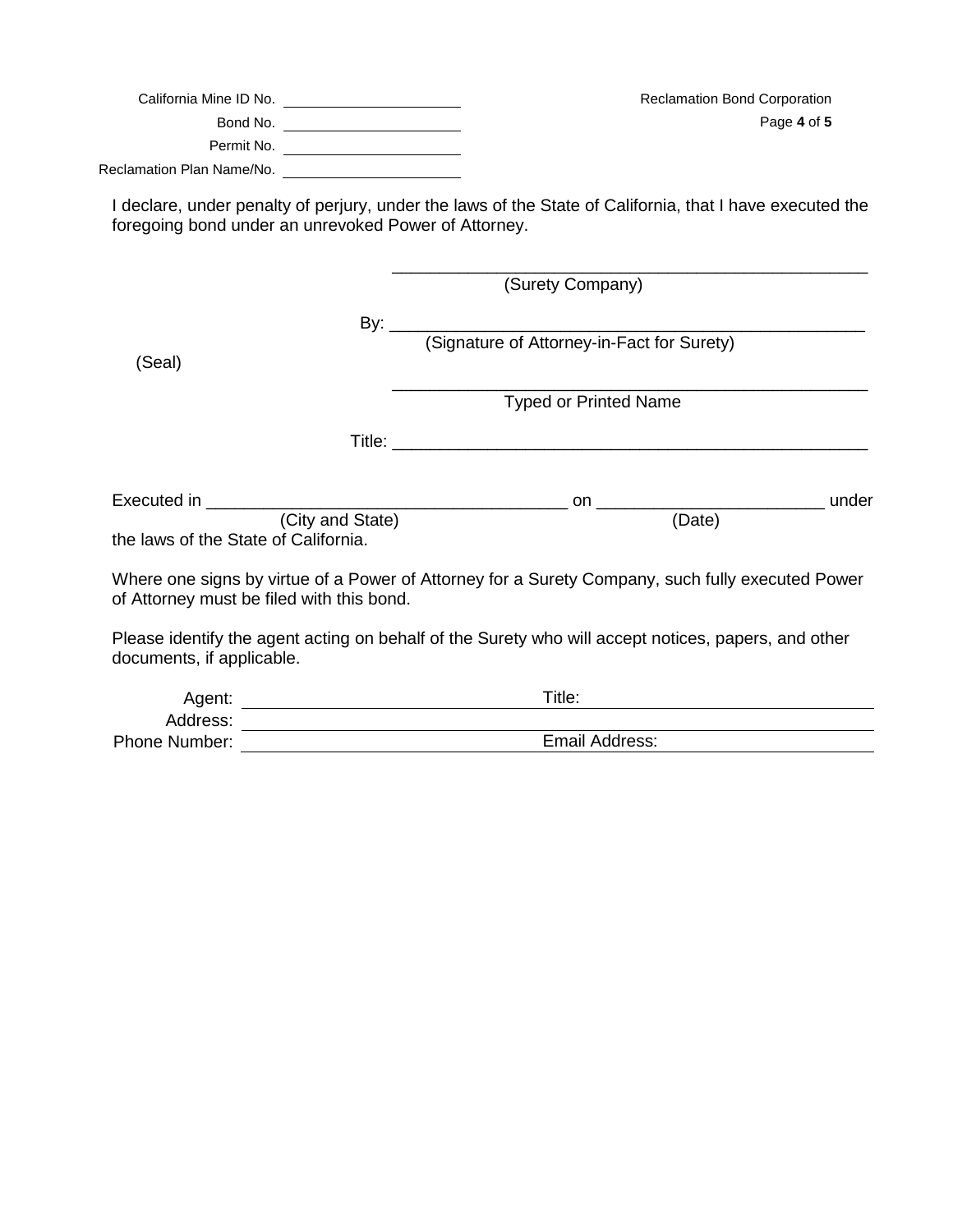California Mine ID No. \_\_\_\_\_\_\_\_\_\_\_\_\_\_\_\_\_\_\_\_

Bond No. \_\_\_\_\_\_\_\_\_\_\_\_\_\_\_\_\_\_\_\_

Permit No. \_\_\_\_\_\_\_\_\_\_\_\_\_\_\_\_\_\_\_\_

Reclamation Plan Name/No. \_\_\_\_\_\_\_\_\_\_\_\_\_\_\_\_\_\_\_\_

I declare, under penalty of perjury, under the laws of the State of California, that I have executed the foregoing bond under an unrevoked Power of Attorney.

\_\_\_\_\_\_\_\_\_\_\_\_\_\_\_\_\_\_\_\_\_\_\_\_\_\_\_\_\_\_\_\_\_\_\_\_\_\_\_\_\_\_\_\_\_\_\_\_
(Surety Company)

By: \_\_\_\_\_\_\_\_\_\_\_\_\_\_\_\_\_\_\_\_\_\_\_\_\_\_\_\_\_\_\_\_\_\_\_\_\_\_\_\_\_\_\_\_\_\_\_\_
(Signature of Attorney-in-Fact for Surety)

(Seal)

\_\_\_\_\_\_\_\_\_\_\_\_\_\_\_\_\_\_\_\_\_\_\_\_\_\_\_\_\_\_\_\_\_\_\_\_\_\_\_\_\_\_\_\_\_\_\_\_
Typed or Printed Name

Title: \_\_\_\_\_\_\_\_\_\_\_\_\_\_\_\_\_\_\_\_\_\_\_\_\_\_\_\_\_\_\_\_\_\_\_\_\_\_\_\_\_\_\_\_\_\_\_\_

Executed in \_\_\_\_\_\_\_\_\_\_\_\_\_\_\_\_\_\_\_\_\_\_\_\_\_\_\_\_\_\_\_\_\_\_ on \_\_\_\_\_\_\_\_\_\_\_\_\_\_\_\_\_\_\_\_\_\_ under
(City and State) (Date)
the laws of the State of California.

Where one signs by virtue of a Power of Attorney for a Surety Company, such fully executed Power of Attorney must be filed with this bond.

Please identify the agent acting on behalf of the Surety who will accept notices, papers, and other documents, if applicable.

Agent: \_\_\_\_\_\_\_\_\_\_\_\_\_\_\_\_\_\_\_\_\_\_\_\_\_\_ Title: \_\_\_\_\_\_\_\_\_\_\_\_\_\_\_\_\_\_\_\_\_\_\_\_\_\_

Address: \_\_\_\_\_\_\_\_\_\_\_\_\_\_\_\_\_\_\_\_\_\_\_\_\_\_\_\_\_\_\_\_\_\_\_\_\_\_\_\_\_\_\_\_\_\_\_\_\_\_\_\_\_\_

Phone Number: \_\_\_\_\_\_\_\_\_\_\_\_\_\_\_\_\_\_\_\_\_\_\_\_\_\_ Email Address: \_\_\_\_\_\_\_\_\_\_\_\_\_\_\_\_\_\_\_\_\_\_\_\_\_\_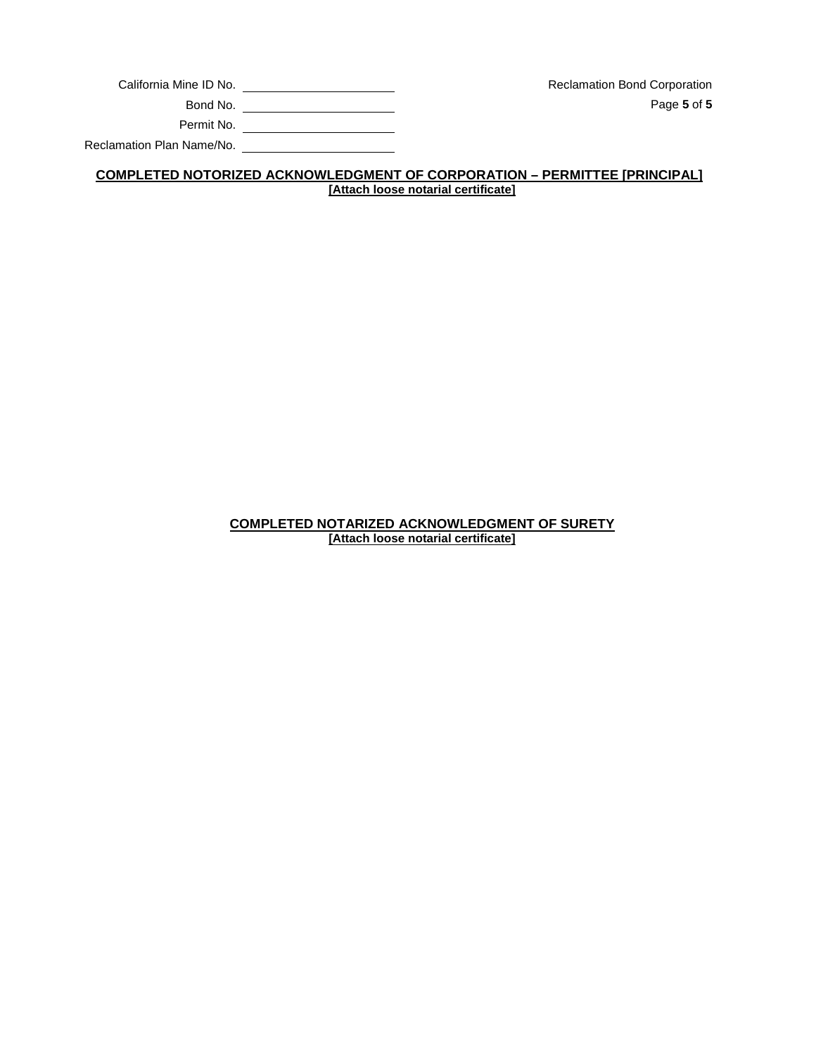California Mine ID No. ______________________

Bond No. ______________________

Permit No. ______________________

Reclamation Plan Name/No. ______________________

Reclamation Bond Corporation

**COMPLETED NOTORIZED ACKNOWLEDGMENT OF CORPORATION – PERMITTEE [PRINCIPAL]**
**[Attach loose notarial certificate]**

**COMPLETED NOTARIZED ACKNOWLEDGMENT OF SURETY**
**[Attach loose notarial certificate]**